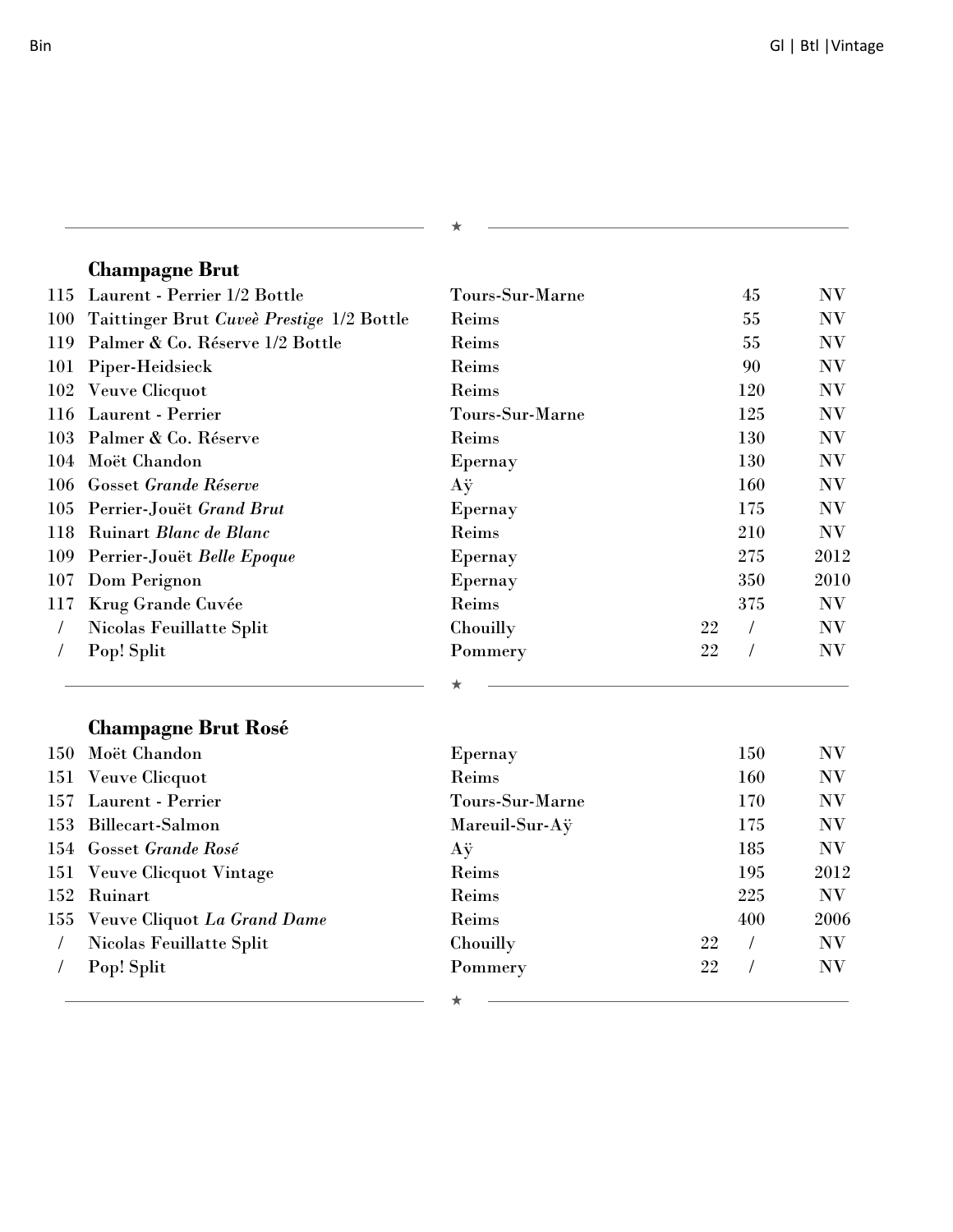| Bin | | | Gl | Btl | Vintage |
|---|---|---|---|---|---|

## Champagne Brut

| Bin | Wine | Region | Gl | Btl | Vintage |
|---|---|---|---|---|---|
| 115 | Laurent - Perrier 1/2 Bottle | Tours-Sur-Marne | | 45 | NV |
| 100 | Taittinger Brut *Cuveè Prestige* 1/2 Bottle | Reims | | 55 | NV |
| 119 | Palmer & Co. Réserve 1/2 Bottle | Reims | | 55 | NV |
| 101 | Piper-Heidsieck | Reims | | 90 | NV |
| 102 | Veuve Clicquot | Reims | | 120 | NV |
| 116 | Laurent - Perrier | Tours-Sur-Marne | | 125 | NV |
| 103 | Palmer & Co. Réserve | Reims | | 130 | NV |
| 104 | Moët Chandon | Epernay | | 130 | NV |
| 106 | Gosset *Grande Réserve* | Aÿ | | 160 | NV |
| 105 | Perrier-Jouët *Grand Brut* | Epernay | | 175 | NV |
| 118 | Ruinart *Blanc de Blanc* | Reims | | 210 | NV |
| 109 | Perrier-Jouët *Belle Epoque* | Epernay | | 275 | 2012 |
| 107 | Dom Perignon | Epernay | | 350 | 2010 |
| 117 | Krug Grande Cuvée | Reims | | 375 | NV |
| / | Nicolas Feuillatte Split | Chouilly | 22 | / | NV |
| / | Pop! Split | Pommery | 22 | / | NV |

## Champagne Brut Rosé

| Bin | Wine | Region | Gl | Btl | Vintage |
|---|---|---|---|---|---|
| 150 | Moët Chandon | Epernay | | 150 | NV |
| 151 | Veuve Clicquot | Reims | | 160 | NV |
| 157 | Laurent - Perrier | Tours-Sur-Marne | | 170 | NV |
| 153 | Billecart-Salmon | Mareuil-Sur-Aÿ | | 175 | NV |
| 154 | Gosset *Grande Rosé* | Aÿ | | 185 | NV |
| 151 | Veuve Clicquot Vintage | Reims | | 195 | 2012 |
| 152 | Ruinart | Reims | | 225 | NV |
| 155 | Veuve Cliquot *La Grand Dame* | Reims | | 400 | 2006 |
| / | Nicolas Feuillatte Split | Chouilly | 22 | / | NV |
| / | Pop! Split | Pommery | 22 | / | NV |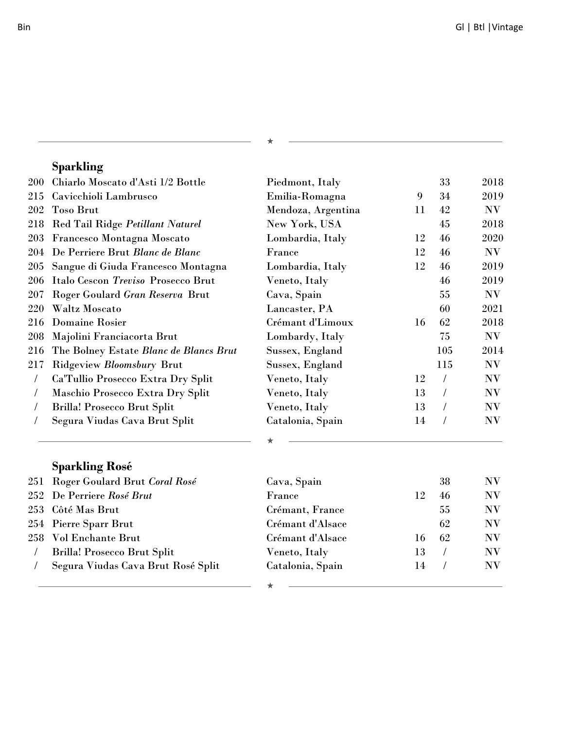| Bin | | | Gl | Btl | Vintage |
|---|---|---|---|---|---|

## Sparkling

| Bin | Wine | Region | Gl | Btl | Vintage |
|---|---|---|---|---|---|
| 200 | Chiarlo Moscato d'Asti 1/2 Bottle | Piedmont, Italy | | 33 | 2018 |
| 215 | Cavicchioli Lambrusco | Emilia-Romagna | 9 | 34 | 2019 |
| 202 | Toso Brut | Mendoza, Argentina | 11 | 42 | NV |
| 218 | Red Tail Ridge *Petillant Naturel* | New York, USA | | 45 | 2018 |
| 203 | Francesco Montagna Moscato | Lombardia, Italy | 12 | 46 | 2020 |
| 204 | De Perriere Brut *Blanc de Blanc* | France | 12 | 46 | NV |
| 205 | Sangue di Giuda Francesco Montagna | Lombardia, Italy | 12 | 46 | 2019 |
| 206 | Italo Cescon *Treviso* Prosecco Brut | Veneto, Italy | | 46 | 2019 |
| 207 | Roger Goulard *Gran Reserva* Brut | Cava, Spain | | 55 | NV |
| 220 | Waltz Moscato | Lancaster, PA | | 60 | 2021 |
| 216 | Domaine Rosier | Crémant d'Limoux | 16 | 62 | 2018 |
| 208 | Majolini Franciacorta Brut | Lombardy, Italy | | 75 | NV |
| 216 | The Bolney Estate *Blanc de Blancs Brut* | Sussex, England | | 105 | 2014 |
| 217 | Ridgeview *Bloomsbury* Brut | Sussex, England | | 115 | NV |
| / | Ca'Tullio Prosecco Extra Dry Split | Veneto, Italy | 12 | / | NV |
| / | Maschio Prosecco Extra Dry Split | Veneto, Italy | 13 | / | NV |
| / | Brilla! Prosecco Brut Split | Veneto, Italy | 13 | / | NV |
| / | Segura Viudas Cava Brut Split | Catalonia, Spain | 14 | / | NV |

## Sparkling Rosé

| Bin | Wine | Region | Gl | Btl | Vintage |
|---|---|---|---|---|---|
| 251 | Roger Goulard Brut *Coral Rosé* | Cava, Spain | | 38 | NV |
| 252 | De Perriere *Rosé Brut* | France | 12 | 46 | NV |
| 253 | Côté Mas Brut | Crémant, France | | 55 | NV |
| 254 | Pierre Sparr Brut | Crémant d'Alsace | | 62 | NV |
| 258 | Vol Enchante Brut | Crémant d'Alsace | 16 | 62 | NV |
| / | Brilla! Prosecco Brut Split | Veneto, Italy | 13 | / | NV |
| / | Segura Viudas Cava Brut Rosé Split | Catalonia, Spain | 14 | / | NV |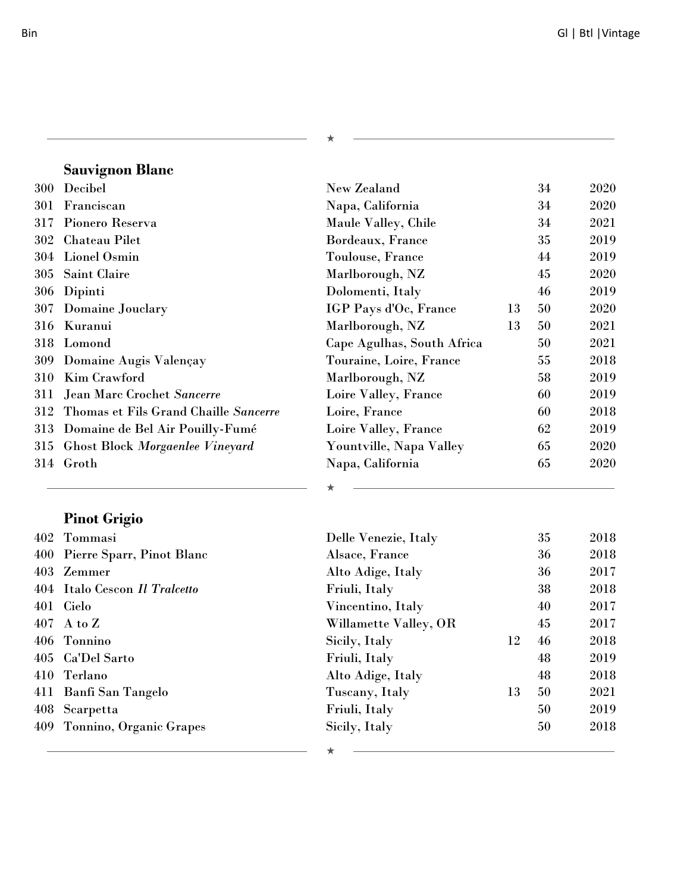| Bin | | | Gl | Btl | Vintage |
|---|---|---|---|---|---|

## Sauvignon Blanc

| Bin | Wine | Region | Gl | Btl | Vintage |
|---|---|---|---|---|---|
| 300 | Decibel | New Zealand | | 34 | 2020 |
| 301 | Franciscan | Napa, California | | 34 | 2020 |
| 317 | Pionero Reserva | Maule Valley, Chile | | 34 | 2021 |
| 302 | Chateau Pilet | Bordeaux, France | | 35 | 2019 |
| 304 | Lionel Osmin | Toulouse, France | | 44 | 2019 |
| 305 | Saint Claire | Marlborough, NZ | | 45 | 2020 |
| 306 | Dipinti | Dolomenti, Italy | | 46 | 2019 |
| 307 | Domaine Jouclary | IGP Pays d'Oc, France | 13 | 50 | 2020 |
| 316 | Kuranui | Marlborough, NZ | 13 | 50 | 2021 |
| 318 | Lomond | Cape Agulhas, South Africa | | 50 | 2021 |
| 309 | Domaine Augis Valençay | Touraine, Loire, France | | 55 | 2018 |
| 310 | Kim Crawford | Marlborough, NZ | | 58 | 2019 |
| 311 | Jean Marc Crochet *Sancerre* | Loire Valley, France | | 60 | 2019 |
| 312 | Thomas et Fils Grand Chaille *Sancerre* | Loire, France | | 60 | 2018 |
| 313 | Domaine de Bel Air Pouilly-Fumé | Loire Valley, France | | 62 | 2019 |
| 315 | Ghost Block *Morgaenlee Vineyard* | Yountville, Napa Valley | | 65 | 2020 |
| 314 | Groth | Napa, California | | 65 | 2020 |

## Pinot Grigio

| Bin | Wine | Region | Gl | Btl | Vintage |
|---|---|---|---|---|---|
| 402 | Tommasi | Delle Venezie, Italy | | 35 | 2018 |
| 400 | Pierre Sparr, Pinot Blanc | Alsace, France | | 36 | 2018 |
| 403 | Zemmer | Alto Adige, Italy | | 36 | 2017 |
| 404 | Italo Cescon *Il Tralcetto* | Friuli, Italy | | 38 | 2018 |
| 401 | Cielo | Vincentino, Italy | | 40 | 2017 |
| 407 | A to Z | Willamette Valley, OR | | 45 | 2017 |
| 406 | Tonnino | Sicily, Italy | 12 | 46 | 2018 |
| 405 | Ca'Del Sarto | Friuli, Italy | | 48 | 2019 |
| 410 | Terlano | Alto Adige, Italy | | 48 | 2018 |
| 411 | Banfi San Tangelo | Tuscany, Italy | 13 | 50 | 2021 |
| 408 | Scarpetta | Friuli, Italy | | 50 | 2019 |
| 409 | Tonnino, Organic Grapes | Sicily, Italy | | 50 | 2018 |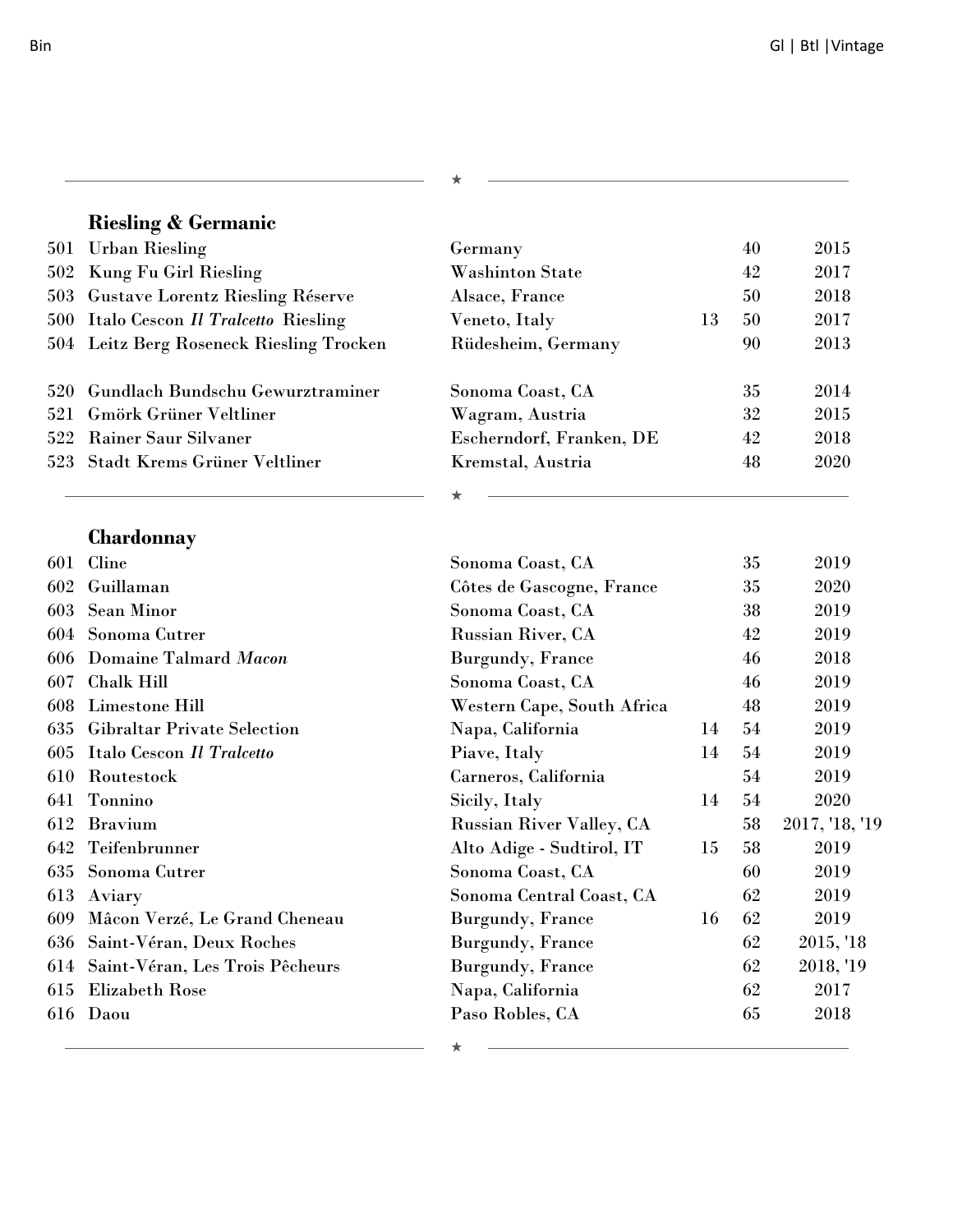| Bin | | | Gl | Btl | Vintage |
|---|---|---|---|---|---|
| | **Riesling & Germanic** | | | | |
| 501 | Urban Riesling | Germany | | 40 | 2015 |
| 502 | Kung Fu Girl Riesling | Washinton State | | 42 | 2017 |
| 503 | Gustave Lorentz Riesling Réserve | Alsace, France | | 50 | 2018 |
| 500 | Italo Cescon *Il Tralcetto* Riesling | Veneto, Italy | 13 | 50 | 2017 |
| 504 | Leitz Berg Roseneck Riesling Trocken | Rüdesheim, Germany | | 90 | 2013 |
| | | | | | |
| 520 | Gundlach Bundschu Gewurztraminer | Sonoma Coast, CA | | 35 | 2014 |
| 521 | Gmörk Grüner Veltliner | Wagram, Austria | | 32 | 2015 |
| 522 | Rainer Saur Silvaner | Escherndorf, Franken, DE | | 42 | 2018 |
| 523 | Stadt Krems Grüner Veltliner | Kremstal, Austria | | 48 | 2020 |
| | **Chardonnay** | | | | |
| 601 | Cline | Sonoma Coast, CA | | 35 | 2019 |
| 602 | Guillaman | Côtes de Gascogne, France | | 35 | 2020 |
| 603 | Sean Minor | Sonoma Coast, CA | | 38 | 2019 |
| 604 | Sonoma Cutrer | Russian River, CA | | 42 | 2019 |
| 606 | Domaine Talmard *Macon* | Burgundy, France | | 46 | 2018 |
| 607 | Chalk Hill | Sonoma Coast, CA | | 46 | 2019 |
| 608 | Limestone Hill | Western Cape, South Africa | | 48 | 2019 |
| 635 | Gibraltar Private Selection | Napa, California | 14 | 54 | 2019 |
| 605 | Italo Cescon *Il Tralcetto* | Piave, Italy | 14 | 54 | 2019 |
| 610 | Routestock | Carneros, California | | 54 | 2019 |
| 641 | Tonnino | Sicily, Italy | 14 | 54 | 2020 |
| 612 | Bravium | Russian River Valley, CA | | 58 | 2017, '18, '19 |
| 642 | Teifenbrunner | Alto Adige - Sudtirol, IT | 15 | 58 | 2019 |
| 635 | Sonoma Cutrer | Sonoma Coast, CA | | 60 | 2019 |
| 613 | Aviary | Sonoma Central Coast, CA | | 62 | 2019 |
| 609 | Mâcon Verzé, Le Grand Cheneau | Burgundy, France | 16 | 62 | 2019 |
| 636 | Saint-Véran, Deux Roches | Burgundy, France | | 62 | 2015, '18 |
| 614 | Saint-Véran, Les Trois Pêcheurs | Burgundy, France | | 62 | 2018, '19 |
| 615 | Elizabeth Rose | Napa, California | | 62 | 2017 |
| 616 | Daou | Paso Robles, CA | | 65 | 2018 |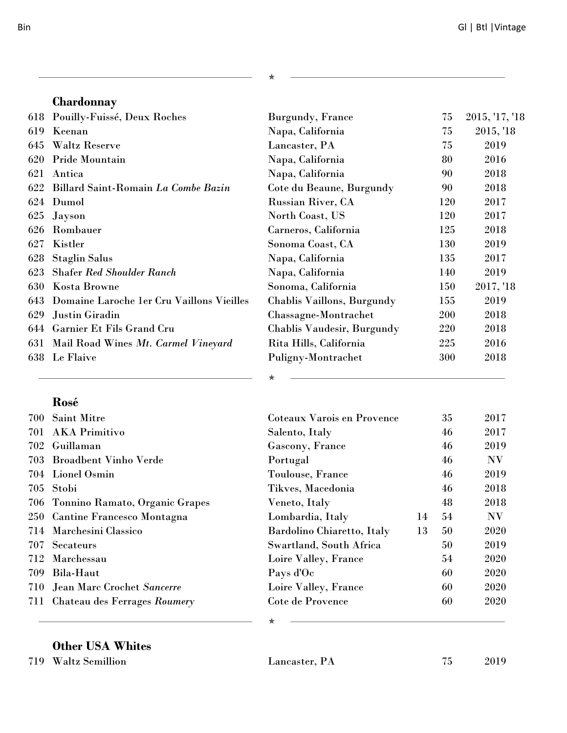| Bin | | | Gl | Btl | Vintage |
|---|---|---|---|---|---|

## Chardonnay

| Bin | Wine | Region | Gl | Btl | Vintage |
|---|---|---|---|---|---|
| 618 | Pouilly-Fuissé, Deux Roches | Burgundy, France | | 75 | 2015, '17, '18 |
| 619 | Keenan | Napa, California | | 75 | 2015, '18 |
| 645 | Waltz Reserve | Lancaster, PA | | 75 | 2019 |
| 620 | Pride Mountain | Napa, California | | 80 | 2016 |
| 621 | Antica | Napa, California | | 90 | 2018 |
| 622 | Billard Saint-Romain *La Combe Bazin* | Cote du Beaune, Burgundy | | 90 | 2018 |
| 624 | Dumol | Russian River, CA | | 120 | 2017 |
| 625 | Jayson | North Coast, US | | 120 | 2017 |
| 626 | Rombauer | Carneros, California | | 125 | 2018 |
| 627 | Kistler | Sonoma Coast, CA | | 130 | 2019 |
| 628 | Staglin Salus | Napa, California | | 135 | 2017 |
| 623 | Shafer *Red Shoulder Ranch* | Napa, California | | 140 | 2019 |
| 630 | Kosta Browne | Sonoma, California | | 150 | 2017, '18 |
| 643 | Domaine Laroche 1er Cru Vaillons Vieilles | Chablis Vaillons, Burgundy | | 155 | 2019 |
| 629 | Justin Giradin | Chassagne-Montrachet | | 200 | 2018 |
| 644 | Garnier Et Fils Grand Cru | Chablis Vaudesir, Burgundy | | 220 | 2018 |
| 631 | Mail Road Wines *Mt. Carmel Vineyard* | Rita Hills, California | | 225 | 2016 |
| 638 | Le Flaive | Puligny-Montrachet | | 300 | 2018 |

## Rosé

| Bin | Wine | Region | Gl | Btl | Vintage |
|---|---|---|---|---|---|
| 700 | Saint Mitre | Coteaux Varois en Provence | | 35 | 2017 |
| 701 | AKA Primitivo | Salento, Italy | | 46 | 2017 |
| 702 | Guillaman | Gascony, France | | 46 | 2019 |
| 703 | Broadbent Vinho Verde | Portugal | | 46 | NV |
| 704 | Lionel Osmin | Toulouse, France | | 46 | 2019 |
| 705 | Stobi | Tikves, Macedonia | | 46 | 2018 |
| 706 | Tonnino Ramato, Organic Grapes | Veneto, Italy | | 48 | 2018 |
| 250 | Cantine Francesco Montagna | Lombardia, Italy | 14 | 54 | NV |
| 714 | Marchesini Classico | Bardolino Chiaretto, Italy | 13 | 50 | 2020 |
| 707 | Secateurs | Swartland, South Africa | | 50 | 2019 |
| 712 | Marchessau | Loire Valley, France | | 54 | 2020 |
| 709 | Bila-Haut | Pays d'Oc | | 60 | 2020 |
| 710 | Jean Marc Crochet *Sancerre* | Loire Valley, France | | 60 | 2020 |
| 711 | Chateau des Ferrages *Roumery* | Cote de Provence | | 60 | 2020 |

## Other USA Whites

| Bin | Wine | Region | Gl | Btl | Vintage |
|---|---|---|---|---|---|
| 719 | Waltz Semillion | Lancaster, PA | | 75 | 2019 |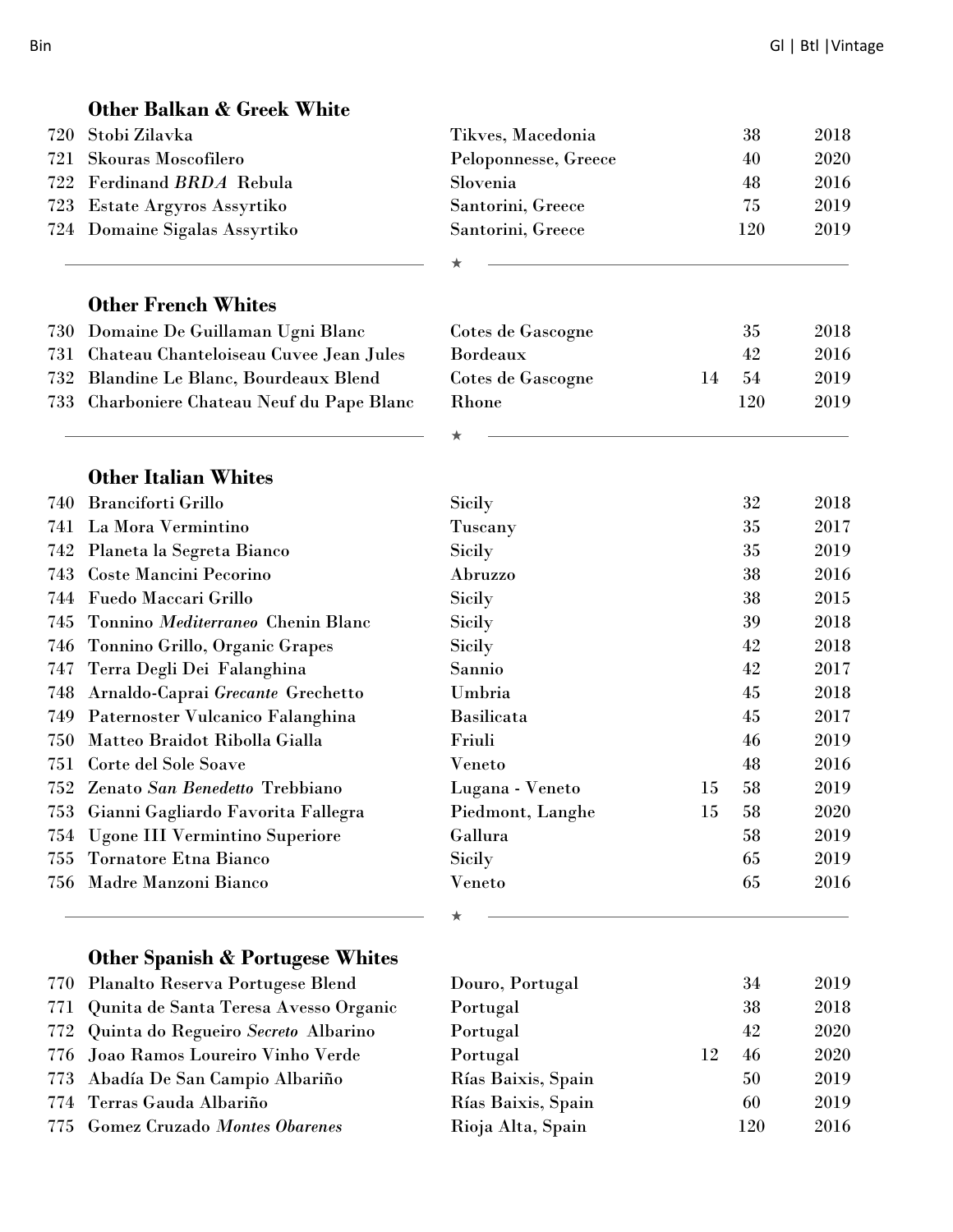| Bin | | | Gl | Btl | Vintage |
|---|---|---|---|---|---|
| | **Other Balkan & Greek White** | | | | |
| 720 | Stobi Zilavka | Tikves, Macedonia | | 38 | 2018 |
| 721 | Skouras Moscofilero | Peloponnesse, Greece | | 40 | 2020 |
| 722 | Ferdinand *BRDA* Rebula | Slovenia | | 48 | 2016 |
| 723 | Estate Argyros Assyrtiko | Santorini, Greece | | 75 | 2019 |
| 724 | Domaine Sigalas Assyrtiko | Santorini, Greece | | 120 | 2019 |

★

| Bin | | | Gl | Btl | Vintage |
|---|---|---|---|---|---|
| | **Other French Whites** | | | | |
| 730 | Domaine De Guillaman Ugni Blanc | Cotes de Gascogne | | 35 | 2018 |
| 731 | Chateau Chanteloiseau Cuvee Jean Jules | Bordeaux | | 42 | 2016 |
| 732 | Blandine Le Blanc, Bourdeaux Blend | Cotes de Gascogne | 14 | 54 | 2019 |
| 733 | Charboniere Chateau Neuf du Pape Blanc | Rhone | | 120 | 2019 |

★

| Bin | | | Gl | Btl | Vintage |
|---|---|---|---|---|---|
| | **Other Italian Whites** | | | | |
| 740 | Branciforti Grillo | Sicily | | 32 | 2018 |
| 741 | La Mora Vermintino | Tuscany | | 35 | 2017 |
| 742 | Planeta la Segreta Bianco | Sicily | | 35 | 2019 |
| 743 | Coste Mancini Pecorino | Abruzzo | | 38 | 2016 |
| 744 | Fuedo Maccari Grillo | Sicily | | 38 | 2015 |
| 745 | Tonnino *Mediterraneo* Chenin Blanc | Sicily | | 39 | 2018 |
| 746 | Tonnino Grillo, Organic Grapes | Sicily | | 42 | 2018 |
| 747 | Terra Degli Dei Falanghina | Sannio | | 42 | 2017 |
| 748 | Arnaldo-Caprai *Grecante* Grechetto | Umbria | | 45 | 2018 |
| 749 | Paternoster Vulcanico Falanghina | Basilicata | | 45 | 2017 |
| 750 | Matteo Braidot Ribolla Gialla | Friuli | | 46 | 2019 |
| 751 | Corte del Sole Soave | Veneto | | 48 | 2016 |
| 752 | Zenato *San Benedetto* Trebbiano | Lugana - Veneto | 15 | 58 | 2019 |
| 753 | Gianni Gagliardo Favorita Fallegra | Piedmont, Langhe | 15 | 58 | 2020 |
| 754 | Ugone III Vermintino Superiore | Gallura | | 58 | 2019 |
| 755 | Tornatore Etna Bianco | Sicily | | 65 | 2019 |
| 756 | Madre Manzoni Bianco | Veneto | | 65 | 2016 |

★

| Bin | | | Gl | Btl | Vintage |
|---|---|---|---|---|---|
| | **Other Spanish & Portugese Whites** | | | | |
| 770 | Planalto Reserva Portugese Blend | Douro, Portugal | | 34 | 2019 |
| 771 | Qunita de Santa Teresa Avesso Organic | Portugal | | 38 | 2018 |
| 772 | Quinta do Regueiro *Secreto* Albarino | Portugal | | 42 | 2020 |
| 776 | Joao Ramos Loureiro Vinho Verde | Portugal | 12 | 46 | 2020 |
| 773 | Abadía De San Campio Albariño | Rías Baixis, Spain | | 50 | 2019 |
| 774 | Terras Gauda Albariño | Rías Baixis, Spain | | 60 | 2019 |
| 775 | Gomez Cruzado *Montes Obarenes* | Rioja Alta, Spain | | 120 | 2016 |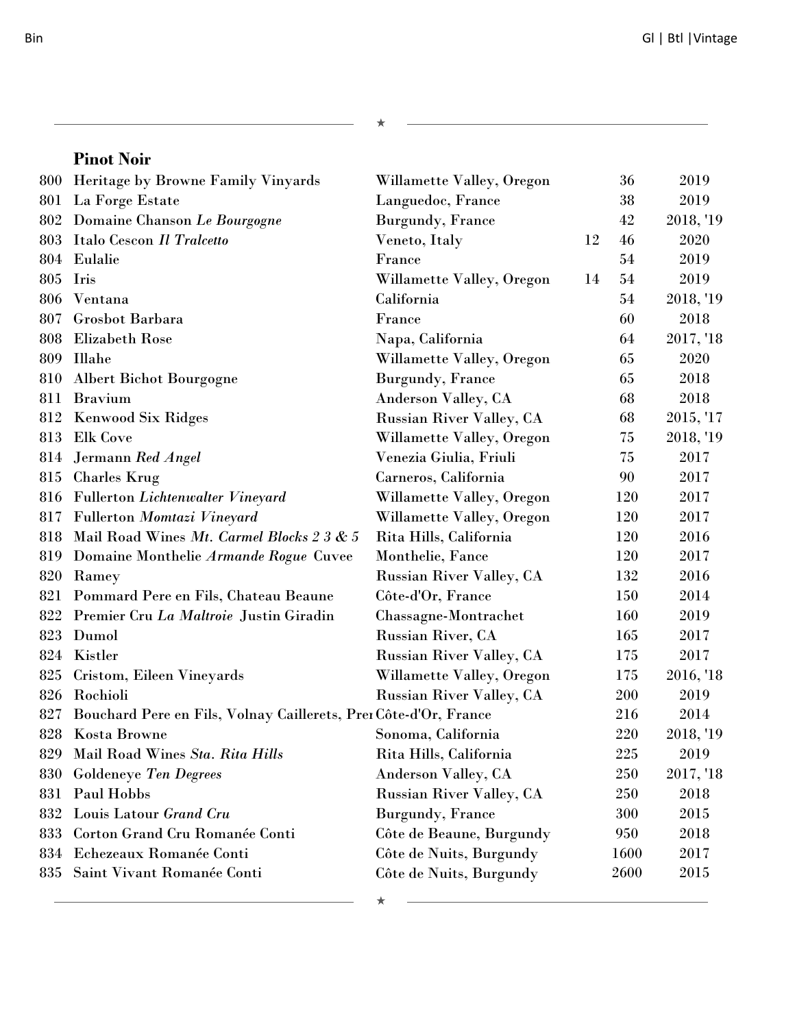| Bin | | | Gl | Btl | Vintage |
|---|---|---|---|---|---|
| | **Pinot Noir** | | | | |
| 800 | Heritage by Browne Family Vinyards | Willamette Valley, Oregon | | 36 | 2019 |
| 801 | La Forge Estate | Languedoc, France | | 38 | 2019 |
| 802 | Domaine Chanson *Le Bourgogne* | Burgundy, France | | 42 | 2018, '19 |
| 803 | Italo Cescon *Il Tralcetto* | Veneto, Italy | 12 | 46 | 2020 |
| 804 | Eulalie | France | | 54 | 2019 |
| 805 | Iris | Willamette Valley, Oregon | 14 | 54 | 2019 |
| 806 | Ventana | California | | 54 | 2018, '19 |
| 807 | Grosbot Barbara | France | | 60 | 2018 |
| 808 | Elizabeth Rose | Napa, California | | 64 | 2017, '18 |
| 809 | Illahe | Willamette Valley, Oregon | | 65 | 2020 |
| 810 | Albert Bichot Bourgogne | Burgundy, France | | 65 | 2018 |
| 811 | Bravium | Anderson Valley, CA | | 68 | 2018 |
| 812 | Kenwood Six Ridges | Russian River Valley, CA | | 68 | 2015, '17 |
| 813 | Elk Cove | Willamette Valley, Oregon | | 75 | 2018, '19 |
| 814 | Jermann *Red Angel* | Venezia Giulia, Friuli | | 75 | 2017 |
| 815 | Charles Krug | Carneros, California | | 90 | 2017 |
| 816 | Fullerton *Lichtenwalter Vineyard* | Willamette Valley, Oregon | | 120 | 2017 |
| 817 | Fullerton *Momtazi Vineyard* | Willamette Valley, Oregon | | 120 | 2017 |
| 818 | Mail Road Wines *Mt. Carmel Blocks 2 3 & 5* | Rita Hills, California | | 120 | 2016 |
| 819 | Domaine Monthelie *Armande Rogue* Cuvee | Monthelie, Fance | | 120 | 2017 |
| 820 | Ramey | Russian River Valley, CA | | 132 | 2016 |
| 821 | Pommard Pere en Fils, Chateau Beaune | Côte-d'Or, France | | 150 | 2014 |
| 822 | Premier Cru *La Maltroie* Justin Giradin | Chassagne-Montrachet | | 160 | 2019 |
| 823 | Dumol | Russian River, CA | | 165 | 2017 |
| 824 | Kistler | Russian River Valley, CA | | 175 | 2017 |
| 825 | Cristom, Eileen Vineyards | Willamette Valley, Oregon | | 175 | 2016, '18 |
| 826 | Rochioli | Russian River Valley, CA | | 200 | 2019 |
| 827 | Bouchard Pere en Fils, Volnay Caillerets, Prei | Côte-d'Or, France | | 216 | 2014 |
| 828 | Kosta Browne | Sonoma, California | | 220 | 2018, '19 |
| 829 | Mail Road Wines *Sta. Rita Hills* | Rita Hills, California | | 225 | 2019 |
| 830 | Goldeneye *Ten Degrees* | Anderson Valley, CA | | 250 | 2017, '18 |
| 831 | Paul Hobbs | Russian River Valley, CA | | 250 | 2018 |
| 832 | Louis Latour *Grand Cru* | Burgundy, France | | 300 | 2015 |
| 833 | Corton Grand Cru Romanée Conti | Côte de Beaune, Burgundy | | 950 | 2018 |
| 834 | Echezeaux Romanée Conti | Côte de Nuits, Burgundy | | 1600 | 2017 |
| 835 | Saint Vivant Romanée Conti | Côte de Nuits, Burgundy | | 2600 | 2015 |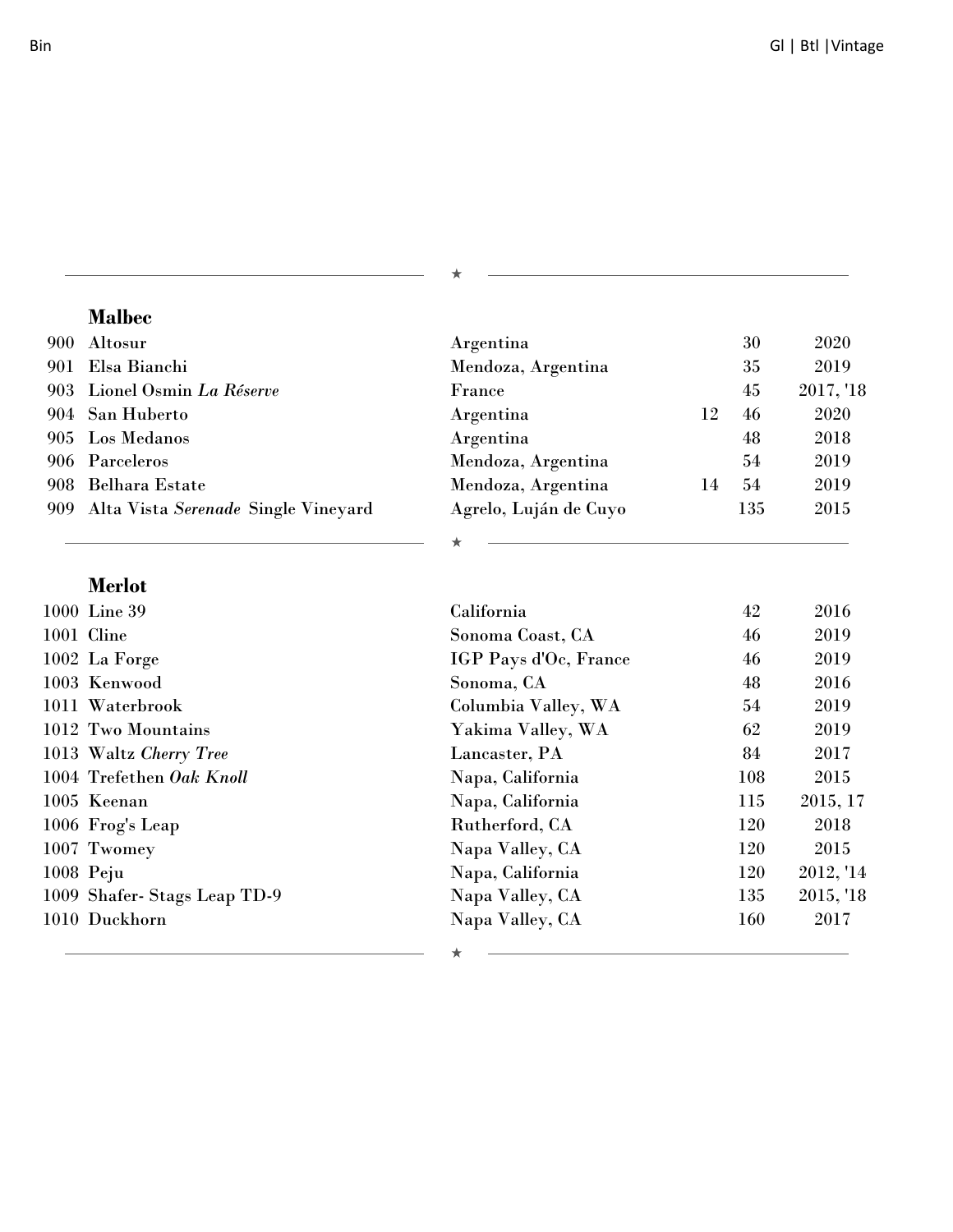| Bin | | | Gl | Btl | Vintage |
|---|---|---|---|---|---|

## Malbec

| Bin | Wine | Region | Gl | Btl | Vintage |
|---|---|---|---|---|---|
| 900 | Altosur | Argentina | | 30 | 2020 |
| 901 | Elsa Bianchi | Mendoza, Argentina | | 35 | 2019 |
| 903 | Lionel Osmin *La Réserve* | France | | 45 | 2017, '18 |
| 904 | San Huberto | Argentina | 12 | 46 | 2020 |
| 905 | Los Medanos | Argentina | | 48 | 2018 |
| 906 | Parceleros | Mendoza, Argentina | | 54 | 2019 |
| 908 | Belhara Estate | Mendoza, Argentina | 14 | 54 | 2019 |
| 909 | Alta Vista *Serenade* Single Vineyard | Agrelo, Luján de Cuyo | | 135 | 2015 |

## Merlot

| Bin | Wine | Region | Gl | Btl | Vintage |
|---|---|---|---|---|---|
| 1000 | Line 39 | California | | 42 | 2016 |
| 1001 | Cline | Sonoma Coast, CA | | 46 | 2019 |
| 1002 | La Forge | IGP Pays d'Oc, France | | 46 | 2019 |
| 1003 | Kenwood | Sonoma, CA | | 48 | 2016 |
| 1011 | Waterbrook | Columbia Valley, WA | | 54 | 2019 |
| 1012 | Two Mountains | Yakima Valley, WA | | 62 | 2019 |
| 1013 | Waltz *Cherry Tree* | Lancaster, PA | | 84 | 2017 |
| 1004 | Trefethen *Oak Knoll* | Napa, California | | 108 | 2015 |
| 1005 | Keenan | Napa, California | | 115 | 2015, 17 |
| 1006 | Frog's Leap | Rutherford, CA | | 120 | 2018 |
| 1007 | Twomey | Napa Valley, CA | | 120 | 2015 |
| 1008 | Peju | Napa, California | | 120 | 2012, '14 |
| 1009 | Shafer- Stags Leap TD-9 | Napa Valley, CA | | 135 | 2015, '18 |
| 1010 | Duckhorn | Napa Valley, CA | | 160 | 2017 |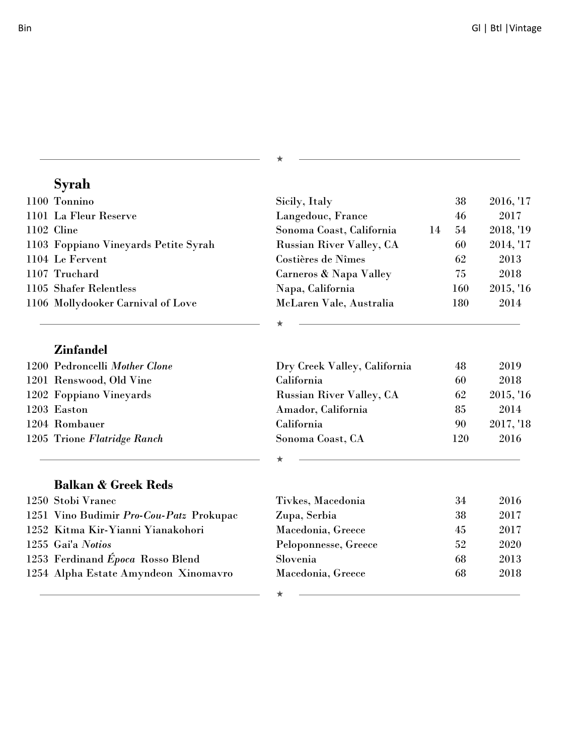| Bin | | | Gl | Btl | Vintage |
|---|---|---|---|---|---|

## Syrah

| Bin | Wine | Region | Gl | Btl | Vintage |
|---|---|---|---|---|---|
| 1100 | Tonnino | Sicily, Italy | | 38 | 2016, '17 |
| 1101 | La Fleur Reserve | Langedouc, France | | 46 | 2017 |
| 1102 | Cline | Sonoma Coast, California | 14 | 54 | 2018, '19 |
| 1103 | Foppiano Vineyards Petite Syrah | Russian River Valley, CA | | 60 | 2014, '17 |
| 1104 | Le Fervent | Costières de Nîmes | | 62 | 2013 |
| 1107 | Truchard | Carneros & Napa Valley | | 75 | 2018 |
| 1105 | Shafer Relentless | Napa, California | | 160 | 2015, '16 |
| 1106 | Mollydooker Carnival of Love | McLaren Vale, Australia | | 180 | 2014 |

## Zinfandel

| Bin | Wine | Region | Gl | Btl | Vintage |
|---|---|---|---|---|---|
| 1200 | Pedroncelli *Mother Clone* | Dry Creek Valley, California | | 48 | 2019 |
| 1201 | Renswood, Old Vine | California | | 60 | 2018 |
| 1202 | Foppiano Vineyards | Russian River Valley, CA | | 62 | 2015, '16 |
| 1203 | Easton | Amador, California | | 85 | 2014 |
| 1204 | Rombauer | California | | 90 | 2017, '18 |
| 1205 | Trione *Flatridge Ranch* | Sonoma Coast, CA | | 120 | 2016 |

## Balkan & Greek Reds

| Bin | Wine | Region | Gl | Btl | Vintage |
|---|---|---|---|---|---|
| 1250 | Stobi Vranec | Tivkes, Macedonia | | 34 | 2016 |
| 1251 | Vino Budimir *Pro-Cou-Patz* Prokupac | Zupa, Serbia | | 38 | 2017 |
| 1252 | Kitma Kir-Yianni Yianakohori | Macedonia, Greece | | 45 | 2017 |
| 1255 | Gai'a *Notios* | Peloponnesse, Greece | | 52 | 2020 |
| 1253 | Ferdinand *Época* Rosso Blend | Slovenia | | 68 | 2013 |
| 1254 | Alpha Estate Amyndeon Xinomavro | Macedonia, Greece | | 68 | 2018 |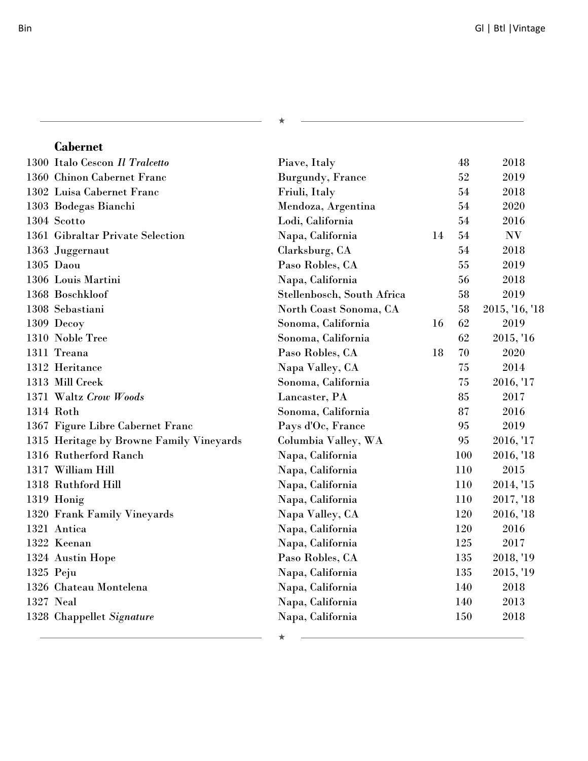| Bin | | | Gl | Btl | Vintage |
|---|---|---|---|---|---|
| | **Cabernet** | | | | |
| 1300 | Italo Cescon *Il Tralcetto* | Piave, Italy | | 48 | 2018 |
| 1360 | Chinon Cabernet Franc | Burgundy, France | | 52 | 2019 |
| 1302 | Luisa Cabernet Franc | Friuli, Italy | | 54 | 2018 |
| 1303 | Bodegas Bianchi | Mendoza, Argentina | | 54 | 2020 |
| 1304 | Scotto | Lodi, California | | 54 | 2016 |
| 1361 | Gibraltar Private Selection | Napa, California | 14 | 54 | NV |
| 1363 | Juggernaut | Clarksburg, CA | | 54 | 2018 |
| 1305 | Daou | Paso Robles, CA | | 55 | 2019 |
| 1306 | Louis Martini | Napa, California | | 56 | 2018 |
| 1368 | Boschkloof | Stellenbosch, South Africa | | 58 | 2019 |
| 1308 | Sebastiani | North Coast Sonoma, CA | | 58 | 2015, '16, '18 |
| 1309 | Decoy | Sonoma, California | 16 | 62 | 2019 |
| 1310 | Noble Tree | Sonoma, California | | 62 | 2015, '16 |
| 1311 | Treana | Paso Robles, CA | 18 | 70 | 2020 |
| 1312 | Heritance | Napa Valley, CA | | 75 | 2014 |
| 1313 | Mill Creek | Sonoma, California | | 75 | 2016, '17 |
| 1371 | Waltz *Crow Woods* | Lancaster, PA | | 85 | 2017 |
| 1314 | Roth | Sonoma, California | | 87 | 2016 |
| 1367 | Figure Libre Cabernet Franc | Pays d'Oc, France | | 95 | 2019 |
| 1315 | Heritage by Browne Family Vineyards | Columbia Valley, WA | | 95 | 2016, '17 |
| 1316 | Rutherford Ranch | Napa, California | | 100 | 2016, '18 |
| 1317 | William Hill | Napa, California | | 110 | 2015 |
| 1318 | Ruthford Hill | Napa, California | | 110 | 2014, '15 |
| 1319 | Honig | Napa, California | | 110 | 2017, '18 |
| 1320 | Frank Family Vineyards | Napa Valley, CA | | 120 | 2016, '18 |
| 1321 | Antica | Napa, California | | 120 | 2016 |
| 1322 | Keenan | Napa, California | | 125 | 2017 |
| 1324 | Austin Hope | Paso Robles, CA | | 135 | 2018, '19 |
| 1325 | Peju | Napa, California | | 135 | 2015, '19 |
| 1326 | Chateau Montelena | Napa, California | | 140 | 2018 |
| 1327 | Neal | Napa, California | | 140 | 2013 |
| 1328 | Chappellet *Signature* | Napa, California | | 150 | 2018 |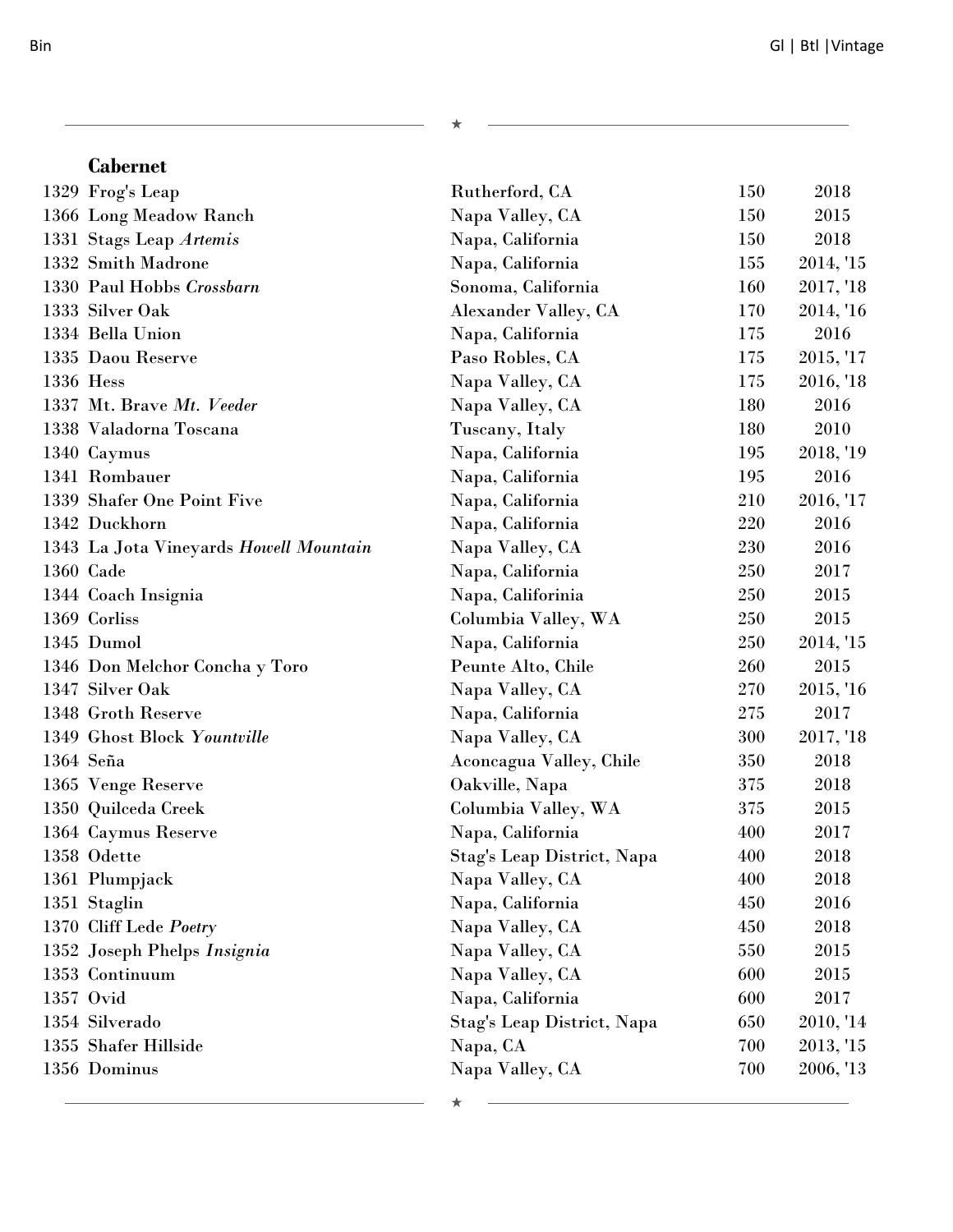## Cabernet

| Bin | Wine | Region | Btl | Vintage |
|---|---|---|---|---|
| 1329 | Frog's Leap | Rutherford, CA | 150 | 2018 |
| 1366 | Long Meadow Ranch | Napa Valley, CA | 150 | 2015 |
| 1331 | Stags Leap *Artemis* | Napa, California | 150 | 2018 |
| 1332 | Smith Madrone | Napa, California | 155 | 2014, '15 |
| 1330 | Paul Hobbs *Crossbarn* | Sonoma, California | 160 | 2017, '18 |
| 1333 | Silver Oak | Alexander Valley, CA | 170 | 2014, '16 |
| 1334 | Bella Union | Napa, California | 175 | 2016 |
| 1335 | Daou Reserve | Paso Robles, CA | 175 | 2015, '17 |
| 1336 | Hess | Napa Valley, CA | 175 | 2016, '18 |
| 1337 | Mt. Brave *Mt. Veeder* | Napa Valley, CA | 180 | 2016 |
| 1338 | Valadorna Toscana | Tuscany, Italy | 180 | 2010 |
| 1340 | Caymus | Napa, California | 195 | 2018, '19 |
| 1341 | Rombauer | Napa, California | 195 | 2016 |
| 1339 | Shafer One Point Five | Napa, California | 210 | 2016, '17 |
| 1342 | Duckhorn | Napa, California | 220 | 2016 |
| 1343 | La Jota Vineyards *Howell Mountain* | Napa Valley, CA | 230 | 2016 |
| 1360 | Cade | Napa, California | 250 | 2017 |
| 1344 | Coach Insignia | Napa, Califorinia | 250 | 2015 |
| 1369 | Corliss | Columbia Valley, WA | 250 | 2015 |
| 1345 | Dumol | Napa, California | 250 | 2014, '15 |
| 1346 | Don Melchor Concha y Toro | Peunte Alto, Chile | 260 | 2015 |
| 1347 | Silver Oak | Napa Valley, CA | 270 | 2015, '16 |
| 1348 | Groth Reserve | Napa, California | 275 | 2017 |
| 1349 | Ghost Block *Yountville* | Napa Valley, CA | 300 | 2017, '18 |
| 1364 | Seña | Aconcagua Valley, Chile | 350 | 2018 |
| 1365 | Venge Reserve | Oakville, Napa | 375 | 2018 |
| 1350 | Quilceda Creek | Columbia Valley, WA | 375 | 2015 |
| 1364 | Caymus Reserve | Napa, California | 400 | 2017 |
| 1358 | Odette | Stag's Leap District, Napa | 400 | 2018 |
| 1361 | Plumpjack | Napa Valley, CA | 400 | 2018 |
| 1351 | Staglin | Napa, California | 450 | 2016 |
| 1370 | Cliff Lede *Poetry* | Napa Valley, CA | 450 | 2018 |
| 1352 | Joseph Phelps *Insignia* | Napa Valley, CA | 550 | 2015 |
| 1353 | Continuum | Napa Valley, CA | 600 | 2015 |
| 1357 | Ovid | Napa, California | 600 | 2017 |
| 1354 | Silverado | Stag's Leap District, Napa | 650 | 2010, '14 |
| 1355 | Shafer Hillside | Napa, CA | 700 | 2013, '15 |
| 1356 | Dominus | Napa Valley, CA | 700 | 2006, '13 |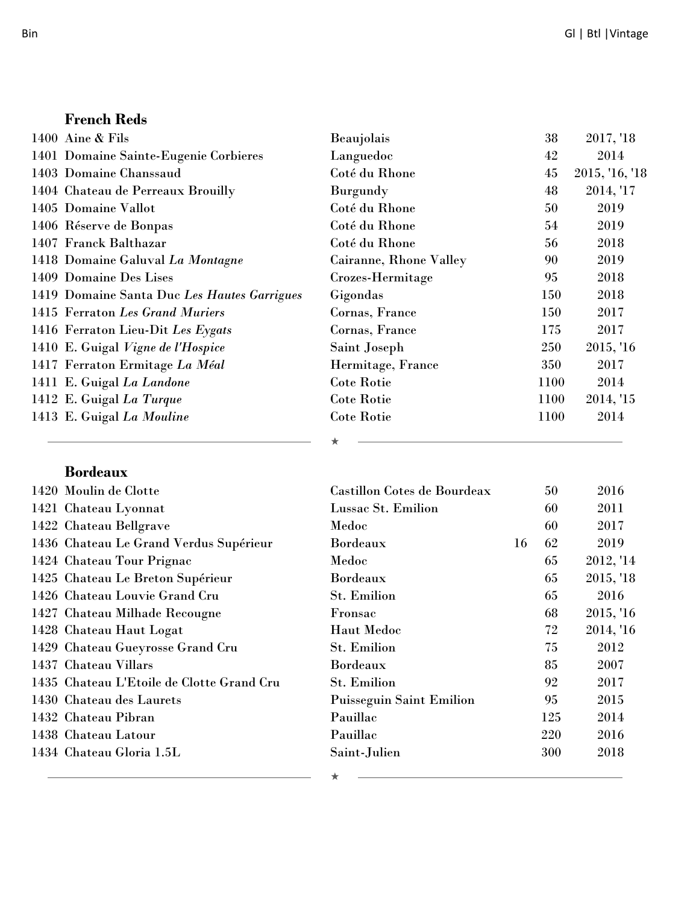| Bin | | | Gl | Btl | Vintage |
|---|---|---|---|---|---|

## French Reds

| Bin | Wine | Region | Gl | Btl | Vintage |
|---|---|---|---|---|---|
| 1400 | Aine & Fils | Beaujolais | | 38 | 2017, '18 |
| 1401 | Domaine Sainte-Eugenie Corbieres | Languedoc | | 42 | 2014 |
| 1403 | Domaine Chanssaud | Coté du Rhone | | 45 | 2015, '16, '18 |
| 1404 | Chateau de Perreaux Brouilly | Burgundy | | 48 | 2014, '17 |
| 1405 | Domaine Vallot | Coté du Rhone | | 50 | 2019 |
| 1406 | Réserve de Bonpas | Coté du Rhone | | 54 | 2019 |
| 1407 | Franck Balthazar | Coté du Rhone | | 56 | 2018 |
| 1418 | Domaine Galuval *La Montagne* | Cairanne, Rhone Valley | | 90 | 2019 |
| 1409 | Domaine Des Lises | Crozes-Hermitage | | 95 | 2018 |
| 1419 | Domaine Santa Duc *Les Hautes Garrigues* | Gigondas | | 150 | 2018 |
| 1415 | Ferraton *Les Grand Muriers* | Cornas, France | | 150 | 2017 |
| 1416 | Ferraton Lieu-Dit *Les Eygats* | Cornas, France | | 175 | 2017 |
| 1410 | E. Guigal *Vigne de l'Hospice* | Saint Joseph | | 250 | 2015, '16 |
| 1417 | Ferraton Ermitage *La Méal* | Hermitage, France | | 350 | 2017 |
| 1411 | E. Guigal *La Landone* | Cote Rotie | | 1100 | 2014 |
| 1412 | E. Guigal *La Turque* | Cote Rotie | | 1100 | 2014, '15 |
| 1413 | E. Guigal *La Mouline* | Cote Rotie | | 1100 | 2014 |

★

## Bordeaux

| Bin | Wine | Region | Gl | Btl | Vintage |
|---|---|---|---|---|---|
| 1420 | Moulin de Clotte | Castillon Cotes de Bourdeax | | 50 | 2016 |
| 1421 | Chateau Lyonnat | Lussac St. Emilion | | 60 | 2011 |
| 1422 | Chateau Bellgrave | Medoc | | 60 | 2017 |
| 1436 | Chateau Le Grand Verdus Supérieur | Bordeaux | 16 | 62 | 2019 |
| 1424 | Chateau Tour Prignac | Medoc | | 65 | 2012, '14 |
| 1425 | Chateau Le Breton Supérieur | Bordeaux | | 65 | 2015, '18 |
| 1426 | Chateau Louvie Grand Cru | St. Emilion | | 65 | 2016 |
| 1427 | Chateau Milhade Recougne | Fronsac | | 68 | 2015, '16 |
| 1428 | Chateau Haut Logat | Haut Medoc | | 72 | 2014, '16 |
| 1429 | Chateau Gueyrosse Grand Cru | St. Emilion | | 75 | 2012 |
| 1437 | Chateau Villars | Bordeaux | | 85 | 2007 |
| 1435 | Chateau L'Etoile de Clotte Grand Cru | St. Emilion | | 92 | 2017 |
| 1430 | Chateau des Laurets | Puisseguin Saint Emilion | | 95 | 2015 |
| 1432 | Chateau Pibran | Pauillac | | 125 | 2014 |
| 1438 | Chateau Latour | Pauillac | | 220 | 2016 |
| 1434 | Chateau Gloria 1.5L | Saint-Julien | | 300 | 2018 |

★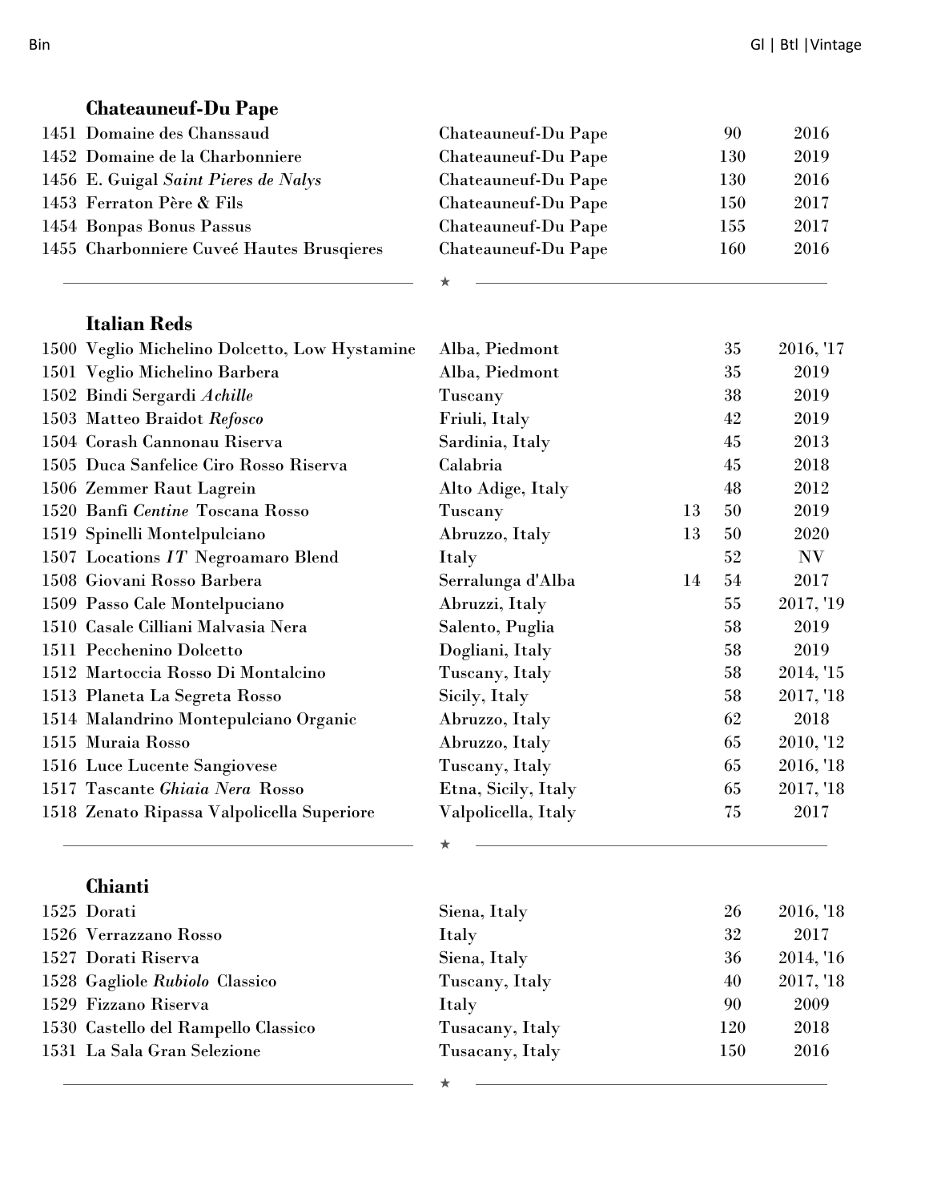| Bin | | | Gl | Btl | Vintage |
|---|---|---|---|---|---|

## Chateauneuf-Du Pape

| Bin | Wine | Region | Gl | Btl | Vintage |
|---|---|---|---|---|---|
| 1451 | Domaine des Chanssaud | Chateauneuf-Du Pape | | 90 | 2016 |
| 1452 | Domaine de la Charbonniere | Chateauneuf-Du Pape | | 130 | 2019 |
| 1456 | E. Guigal *Saint Pieres de Nalys* | Chateauneuf-Du Pape | | 130 | 2016 |
| 1453 | Ferraton Père & Fils | Chateauneuf-Du Pape | | 150 | 2017 |
| 1454 | Bonpas Bonus Passus | Chateauneuf-Du Pape | | 155 | 2017 |
| 1455 | Charbonniere Cuveé Hautes Brusqieres | Chateauneuf-Du Pape | | 160 | 2016 |

★

## Italian Reds

| Bin | Wine | Region | Gl | Btl | Vintage |
|---|---|---|---|---|---|
| 1500 | Veglio Michelino Dolcetto, Low Hystamine | Alba, Piedmont | | 35 | 2016, '17 |
| 1501 | Veglio Michelino Barbera | Alba, Piedmont | | 35 | 2019 |
| 1502 | Bindi Sergardi *Achille* | Tuscany | | 38 | 2019 |
| 1503 | Matteo Braidot *Refosco* | Friuli, Italy | | 42 | 2019 |
| 1504 | Corash Cannonau Riserva | Sardinia, Italy | | 45 | 2013 |
| 1505 | Duca Sanfelice Ciro Rosso Riserva | Calabria | | 45 | 2018 |
| 1506 | Zemmer Raut Lagrein | Alto Adige, Italy | | 48 | 2012 |
| 1520 | Banfi *Centine* Toscana Rosso | Tuscany | 13 | 50 | 2019 |
| 1519 | Spinelli Montelpulciano | Abruzzo, Italy | 13 | 50 | 2020 |
| 1507 | Locations *IT* Negroamaro Blend | Italy | | 52 | NV |
| 1508 | Giovani Rosso Barbera | Serralunga d'Alba | 14 | 54 | 2017 |
| 1509 | Passo Cale Montelpuciano | Abruzzi, Italy | | 55 | 2017, '19 |
| 1510 | Casale Cilliani Malvasia Nera | Salento, Puglia | | 58 | 2019 |
| 1511 | Pecchenino Dolcetto | Dogliani, Italy | | 58 | 2019 |
| 1512 | Martoccia Rosso Di Montalcino | Tuscany, Italy | | 58 | 2014, '15 |
| 1513 | Planeta La Segreta Rosso | Sicily, Italy | | 58 | 2017, '18 |
| 1514 | Malandrino Montepulciano Organic | Abruzzo, Italy | | 62 | 2018 |
| 1515 | Muraia Rosso | Abruzzo, Italy | | 65 | 2010, '12 |
| 1516 | Luce Lucente Sangiovese | Tuscany, Italy | | 65 | 2016, '18 |
| 1517 | Tascante *Ghiaia Nera* Rosso | Etna, Sicily, Italy | | 65 | 2017, '18 |
| 1518 | Zenato Ripassa Valpolicella Superiore | Valpolicella, Italy | | 75 | 2017 |

★

## Chianti

| Bin | Wine | Region | Gl | Btl | Vintage |
|---|---|---|---|---|---|
| 1525 | Dorati | Siena, Italy | | 26 | 2016, '18 |
| 1526 | Verrazzano Rosso | Italy | | 32 | 2017 |
| 1527 | Dorati Riserva | Siena, Italy | | 36 | 2014, '16 |
| 1528 | Gagliole *Rubiolo* Classico | Tuscany, Italy | | 40 | 2017, '18 |
| 1529 | Fizzano Riserva | Italy | | 90 | 2009 |
| 1530 | Castello del Rampello Classico | Tusacany, Italy | | 120 | 2018 |
| 1531 | La Sala Gran Selezione | Tusacany, Italy | | 150 | 2016 |

★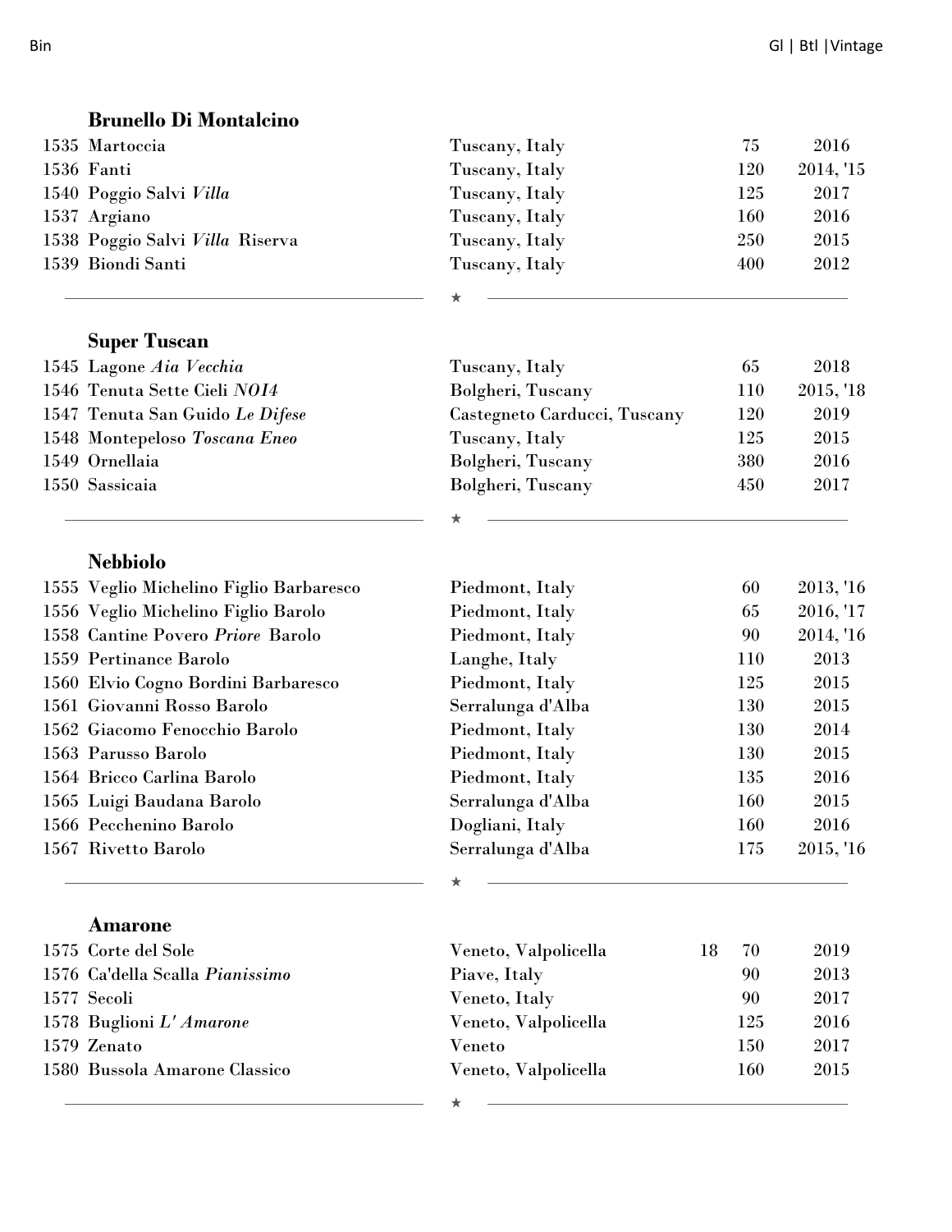| Bin | | | Gl | Btl | Vintage |
|---|---|---|---|---|---|

## Brunello Di Montalcino

| Bin | Wine | Region | Gl | Btl | Vintage |
|---|---|---|---|---|---|
| 1535 | Martoccia | Tuscany, Italy | | 75 | 2016 |
| 1536 | Fanti | Tuscany, Italy | | 120 | 2014, '15 |
| 1540 | Poggio Salvi *Villa* | Tuscany, Italy | | 125 | 2017 |
| 1537 | Argiano | Tuscany, Italy | | 160 | 2016 |
| 1538 | Poggio Salvi *Villa* Riserva | Tuscany, Italy | | 250 | 2015 |
| 1539 | Biondi Santi | Tuscany, Italy | | 400 | 2012 |

★

## Super Tuscan

| Bin | Wine | Region | Gl | Btl | Vintage |
|---|---|---|---|---|---|
| 1545 | Lagone *Aia Vecchia* | Tuscany, Italy | | 65 | 2018 |
| 1546 | Tenuta Sette Cieli *NOI4* | Bolgheri, Tuscany | | 110 | 2015, '18 |
| 1547 | Tenuta San Guido *Le Difese* | Castegneto Carducci, Tuscany | | 120 | 2019 |
| 1548 | Montepeloso *Toscana Eneo* | Tuscany, Italy | | 125 | 2015 |
| 1549 | Ornellaia | Bolgheri, Tuscany | | 380 | 2016 |
| 1550 | Sassicaia | Bolgheri, Tuscany | | 450 | 2017 |

★

## Nebbiolo

| Bin | Wine | Region | Gl | Btl | Vintage |
|---|---|---|---|---|---|
| 1555 | Veglio Michelino Figlio Barbaresco | Piedmont, Italy | | 60 | 2013, '16 |
| 1556 | Veglio Michelino Figlio Barolo | Piedmont, Italy | | 65 | 2016, '17 |
| 1558 | Cantine Povero *Priore* Barolo | Piedmont, Italy | | 90 | 2014, '16 |
| 1559 | Pertinance Barolo | Langhe, Italy | | 110 | 2013 |
| 1560 | Elvio Cogno Bordini Barbaresco | Piedmont, Italy | | 125 | 2015 |
| 1561 | Giovanni Rosso Barolo | Serralunga d'Alba | | 130 | 2015 |
| 1562 | Giacomo Fenocchio Barolo | Piedmont, Italy | | 130 | 2014 |
| 1563 | Parusso Barolo | Piedmont, Italy | | 130 | 2015 |
| 1564 | Bricco Carlina Barolo | Piedmont, Italy | | 135 | 2016 |
| 1565 | Luigi Baudana Barolo | Serralunga d'Alba | | 160 | 2015 |
| 1566 | Pecchenino Barolo | Dogliani, Italy | | 160 | 2016 |
| 1567 | Rivetto Barolo | Serralunga d'Alba | | 175 | 2015, '16 |

★

## Amarone

| Bin | Wine | Region | Gl | Btl | Vintage |
|---|---|---|---|---|---|
| 1575 | Corte del Sole | Veneto, Valpolicella | 18 | 70 | 2019 |
| 1576 | Ca'della Scalla *Pianissimo* | Piave, Italy | | 90 | 2013 |
| 1577 | Secoli | Veneto, Italy | | 90 | 2017 |
| 1578 | Buglioni *L' Amarone* | Veneto, Valpolicella | | 125 | 2016 |
| 1579 | Zenato | Veneto | | 150 | 2017 |
| 1580 | Bussola Amarone Classico | Veneto, Valpolicella | | 160 | 2015 |

★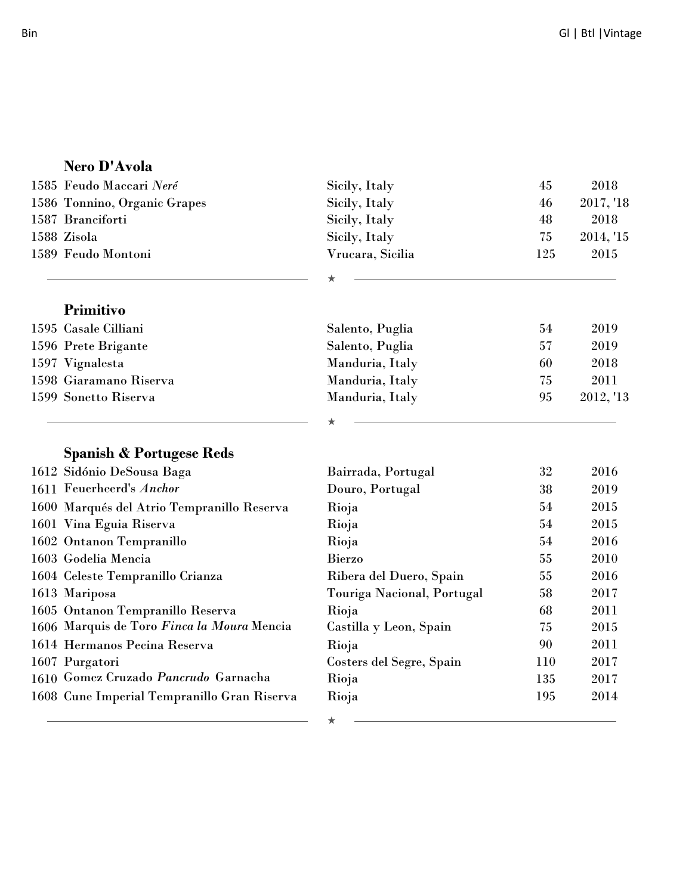| Bin | | | Gl \| Btl \| Vintage | |
|---|---|---|---|---|

### Nero D'Avola

| Bin | Wine | Region | Btl | Vintage |
|---|---|---|---|---|
| 1585 | Feudo Maccari *Neré* | Sicily, Italy | 45 | 2018 |
| 1586 | Tonnino, Organic Grapes | Sicily, Italy | 46 | 2017, '18 |
| 1587 | Branciforti | Sicily, Italy | 48 | 2018 |
| 1588 | Zisola | Sicily, Italy | 75 | 2014, '15 |
| 1589 | Feudo Montoni | Vrucara, Sicilia | 125 | 2015 |

★

### Primitivo

| Bin | Wine | Region | Btl | Vintage |
|---|---|---|---|---|
| 1595 | Casale Cilliani | Salento, Puglia | 54 | 2019 |
| 1596 | Prete Brigante | Salento, Puglia | 57 | 2019 |
| 1597 | Vignalesta | Manduria, Italy | 60 | 2018 |
| 1598 | Giaramano Riserva | Manduria, Italy | 75 | 2011 |
| 1599 | Sonetto Riserva | Manduria, Italy | 95 | 2012, '13 |

★

### Spanish & Portugese Reds

| Bin | Wine | Region | Btl | Vintage |
|---|---|---|---|---|
| 1612 | Sidónio DeSousa Baga | Bairrada, Portugal | 32 | 2016 |
| 1611 | Feuerheerd's *Anchor* | Douro, Portugal | 38 | 2019 |
| 1600 | Marqués del Atrio Tempranillo Reserva | Rioja | 54 | 2015 |
| 1601 | Vina Eguia Riserva | Rioja | 54 | 2015 |
| 1602 | Ontanon Tempranillo | Rioja | 54 | 2016 |
| 1603 | Godelia Mencia | Bierzo | 55 | 2010 |
| 1604 | Celeste Tempranillo Crianza | Ribera del Duero, Spain | 55 | 2016 |
| 1613 | Mariposa | Touriga Nacional, Portugal | 58 | 2017 |
| 1605 | Ontanon Tempranillo Reserva | Rioja | 68 | 2011 |
| 1606 | Marquis de Toro *Finca la Moura* Mencia | Castilla y Leon, Spain | 75 | 2015 |
| 1614 | Hermanos Pecina Reserva | Rioja | 90 | 2011 |
| 1607 | Purgatori | Costers del Segre, Spain | 110 | 2017 |
| 1610 | Gomez Cruzado *Pancrudo* Garnacha | Rioja | 135 | 2017 |
| 1608 | Cune Imperial Tempranillo Gran Riserva | Rioja | 195 | 2014 |

★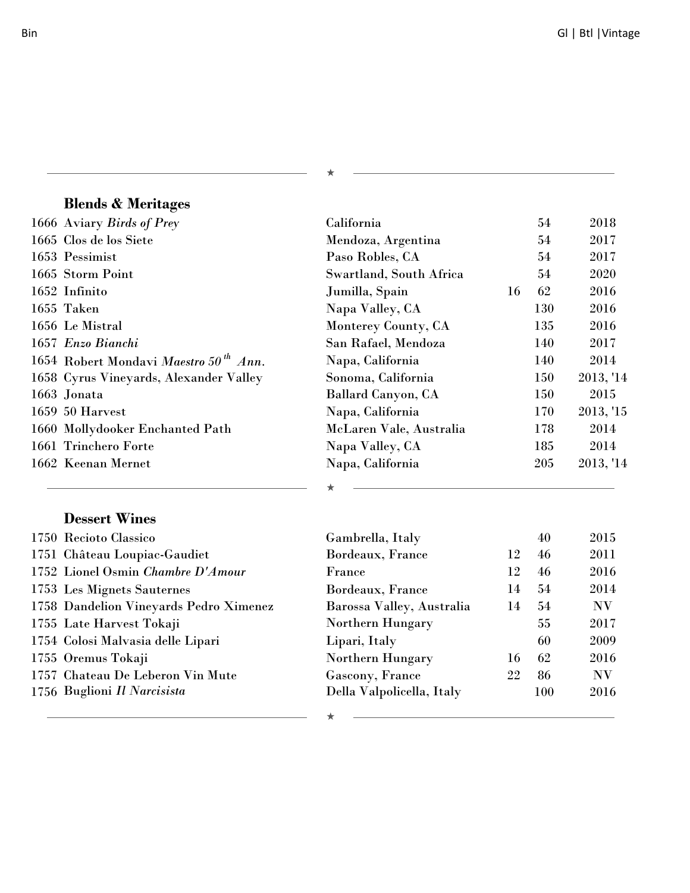| Bin | | | Gl | Btl | Vintage |
|---|---|---|---|---|---|

## Blends & Meritages

| | | | | | |
|---|---|---|---|---|---|
| 1666 | Aviary *Birds of Prey* | California | | 54 | 2018 |
| 1665 | Clos de los Siete | Mendoza, Argentina | | 54 | 2017 |
| 1653 | Pessimist | Paso Robles, CA | | 54 | 2017 |
| 1665 | Storm Point | Swartland, South Africa | | 54 | 2020 |
| 1652 | Infinito | Jumilla, Spain | 16 | 62 | 2016 |
| 1655 | Taken | Napa Valley, CA | | 130 | 2016 |
| 1656 | Le Mistral | Monterey County, CA | | 135 | 2016 |
| 1657 | *Enzo Bianchi* | San Rafael, Mendoza | | 140 | 2017 |
| 1654 | Robert Mondavi *Maestro 50th Ann.* | Napa, California | | 140 | 2014 |
| 1658 | Cyrus Vineyards, Alexander Valley | Sonoma, California | | 150 | 2013, '14 |
| 1663 | Jonata | Ballard Canyon, CA | | 150 | 2015 |
| 1659 | 50 Harvest | Napa, California | | 170 | 2013, '15 |
| 1660 | Mollydooker Enchanted Path | McLaren Vale, Australia | | 178 | 2014 |
| 1661 | Trinchero Forte | Napa Valley, CA | | 185 | 2014 |
| 1662 | Keenan Mernet | Napa, California | | 205 | 2013, '14 |

## Dessert Wines

| | | | | | |
|---|---|---|---|---|---|
| 1750 | Recioto Classico | Gambrella, Italy | | 40 | 2015 |
| 1751 | Château Loupiac-Gaudiet | Bordeaux, France | 12 | 46 | 2011 |
| 1752 | Lionel Osmin *Chambre D'Amour* | France | 12 | 46 | 2016 |
| 1753 | Les Mignets Sauternes | Bordeaux, France | 14 | 54 | 2014 |
| 1758 | Dandelion Vineyards Pedro Ximenez | Barossa Valley, Australia | 14 | 54 | NV |
| 1755 | Late Harvest Tokaji | Northern Hungary | | 55 | 2017 |
| 1754 | Colosi Malvasia delle Lipari | Lipari, Italy | | 60 | 2009 |
| 1755 | Oremus Tokaji | Northern Hungary | 16 | 62 | 2016 |
| 1757 | Chateau De Leberon Vin Mute | Gascony, France | 22 | 86 | NV |
| 1756 | Buglioni *Il Narcisista* | Della Valpolicella, Italy | | 100 | 2016 |